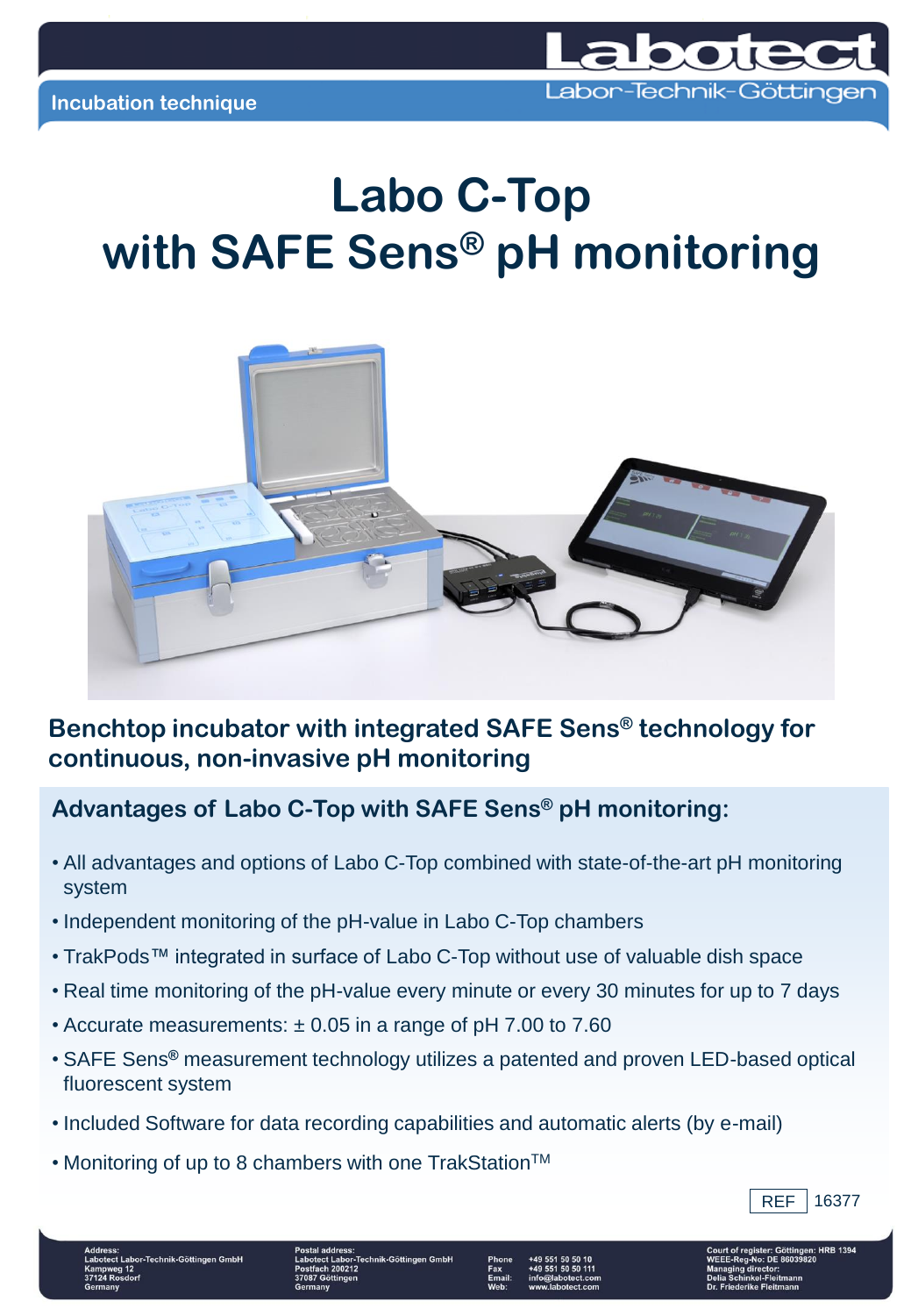Incubation technique

# Labo C-Top with SAFE Sens® pH monitoring

## Benchtop incubator with integrated SAFE Sens® technology for continuous, non-invasive pH monitoring

### Advantages of Labo C-Top with SAFE Sens® pH monitoring:

- All advantages and options of Labo C-Top combined with state-of-the-art pH monitoring system
- Independent monitoring of the pH-value in Labo C-Top chambers
- TrakPods™ integrated in surface of Labo C-Top without use of valuable dish space
- Real time monitoring of the pH-value every minute or every 30 minutes for up to 7 days
- Accurate measurements: ± 0.05 in a range of pH 7.00 to 7.60
- SAFE Sens® measurement technology utilizes a patented and proven LED-based optical fluorescent system
- Included Software for data recording capabilities and automatic alerts (by e-mail)
- Monitoring of up to 8 chambers with one TrakStation™

REF 16377

**Address:** Labotect Labor-Technik-Göttingen GmbH, Kampweg 12, 37124 Rosdorf, Germany

**Postal address:** Labotect Labor-Technik-Göttingen GmbH, Postfach 200212, 37087 Göttingen, Germany

**Phone** +49 551 50 50 10
**Fax** +49 551 50 50 111
**Email:** info@labotect.com
**Web:** www.labotect.com

**Court of register:** Göttingen: HRB 1394
**WEEE-Reg-No:** DE 86039820
**Managing director:** Delia Schinkel-Fleitmann, Dr. Friederike Fleitmann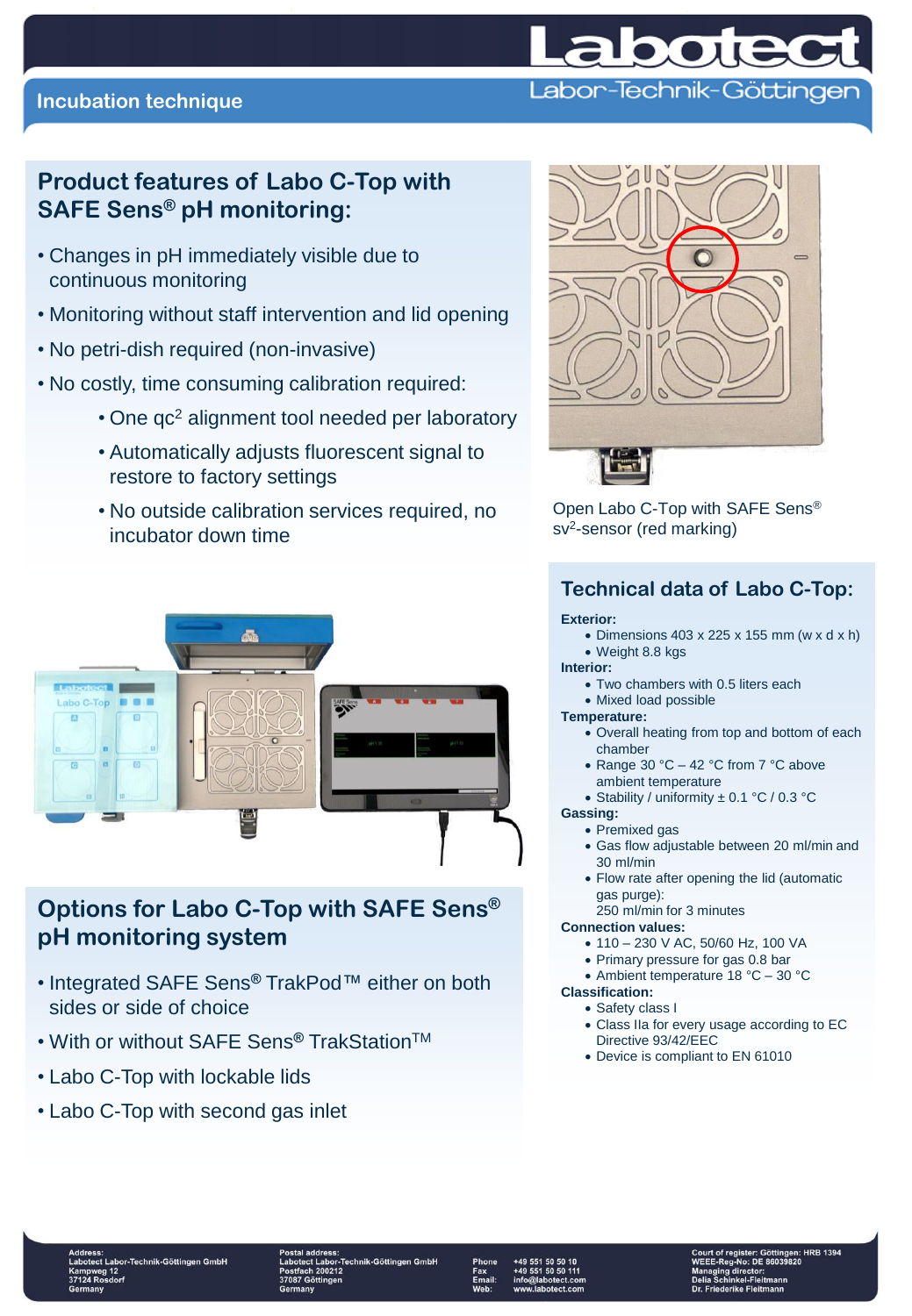## Product features of Labo C-Top with SAFE Sens® pH monitoring:

- Changes in pH immediately visible due to continuous monitoring
- Monitoring without staff intervention and lid opening
- No petri-dish required (non-invasive)
- No costly, time consuming calibration required:
  - One qc² alignment tool needed per laboratory
  - Automatically adjusts fluorescent signal to restore to factory settings
  - No outside calibration services required, no incubator down time

Open Labo C-Top with SAFE Sens® sv²-sensor (red marking)

## Technical data of Labo C-Top:

**Exterior:**
- Dimensions 403 x 225 x 155 mm (w x d x h)
- Weight 8.8 kgs

**Interior:**
- Two chambers with 0.5 liters each
- Mixed load possible

**Temperature:**
- Overall heating from top and bottom of each chamber
- Range 30 °C – 42 °C from 7 °C above ambient temperature
- Stability / uniformity ± 0.1 °C / 0.3 °C

**Gassing:**
- Premixed gas
- Gas flow adjustable between 20 ml/min and 30 ml/min
- Flow rate after opening the lid (automatic gas purge): 250 ml/min for 3 minutes

**Connection values:**
- 110 – 230 V AC, 50/60 Hz, 100 VA
- Primary pressure for gas 0.8 bar
- Ambient temperature 18 °C – 30 °C

**Classification:**
- Safety class I
- Class IIa for every usage according to EC Directive 93/42/EEC
- Device is compliant to EN 61010

## Options for Labo C-Top with SAFE Sens® pH monitoring system

- Integrated SAFE Sens® TrakPod™ either on both sides or side of choice
- With or without SAFE Sens® TrakStation™
- Labo C-Top with lockable lids
- Labo C-Top with second gas inlet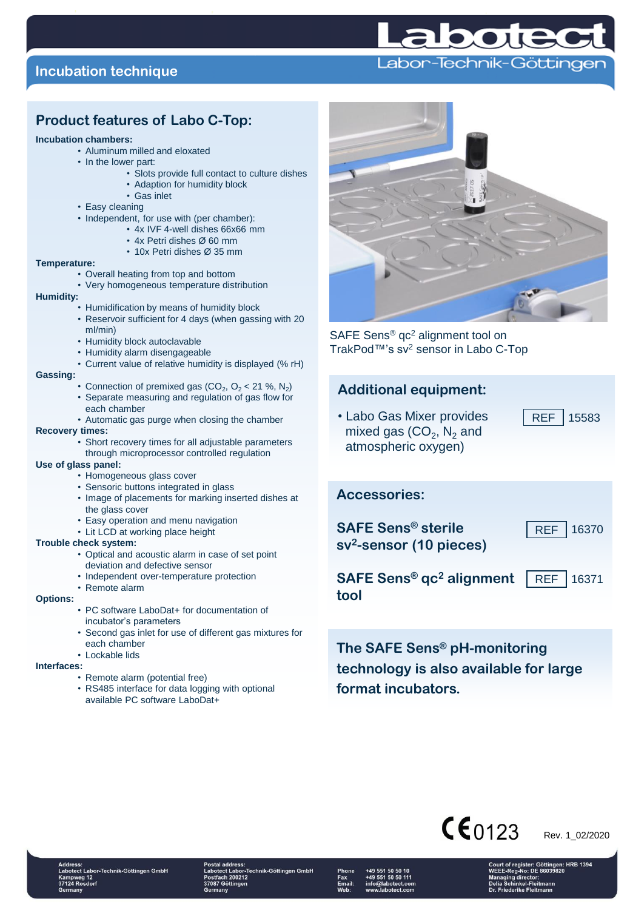## Product features of Labo C-Top:

**Incubation chambers:**

- Aluminum milled and eloxated
- In the lower part:
  - Slots provide full contact to culture dishes
  - Adaption for humidity block
  - Gas inlet
- Easy cleaning
- Independent, for use with (per chamber):
  - 4x IVF 4-well dishes 66x66 mm
  - 4x Petri dishes Ø 60 mm
  - 10x Petri dishes Ø 35 mm

**Temperature:**

- Overall heating from top and bottom
- Very homogeneous temperature distribution

**Humidity:**

- Humidification by means of humidity block
- Reservoir sufficient for 4 days (when gassing with 20 ml/min)
- Humidity block autoclavable
- Humidity alarm disengageable
- Current value of relative humidity is displayed (% rH)

**Gassing:**

- Connection of premixed gas ($CO_2$, $O_2$ < 21 %, $N_2$)
- Separate measuring and regulation of gas flow for each chamber
- Automatic gas purge when closing the chamber

**Recovery times:**

- Short recovery times for all adjustable parameters through microprocessor controlled regulation

**Use of glass panel:**

- Homogeneous glass cover
- Sensoric buttons integrated in glass
- Image of placements for marking inserted dishes at the glass cover
- Easy operation and menu navigation
- Lit LCD at working place height

**Trouble check system:**

- Optical and acoustic alarm in case of set point deviation and defective sensor
- Independent over-temperature protection
- Remote alarm

**Options:**

- PC software LaboDat+ for documentation of incubator's parameters
- Second gas inlet for use of different gas mixtures for each chamber
- Lockable lids

**Interfaces:**

- Remote alarm (potential free)
- RS485 interface for data logging with optional available PC software LaboDat+

SAFE Sens® qc² alignment tool on TrakPod™'s sv² sensor in Labo C-Top

## Additional equipment:

| | | |
|---|---|---|
| • Labo Gas Mixer provides mixed gas ($CO_2$, $N_2$ and atmospheric oxygen) | REF | 15583 |

## Accessories:

| | | |
|---|---|---|
| **SAFE Sens® sterile sv²-sensor (10 pieces)** | REF | 16370 |
| **SAFE Sens® qc² alignment tool** | REF | 16371 |

**The SAFE Sens® pH-monitoring technology is also available for large format incubators.**

CE 0123

Rev. 1_02/2020

Address:
Labotect Labor-Technik-Göttingen GmbH
Kampweg 12
37124 Rosdorf
Germany

Postal address:
Labotect Labor-Technik-Göttingen GmbH
Postfach 200212
37087 Göttingen
Germany

Phone +49 551 50 50 10
Fax +49 551 50 50 111
Email: info@labotect.com
Web: www.labotect.com

Court of register: Göttingen: HRB 1394
WEEE-Reg-No: DE 86039820
Managing director:
Delia Schinkel-Fleitmann
Dr. Friederike Fleitmann